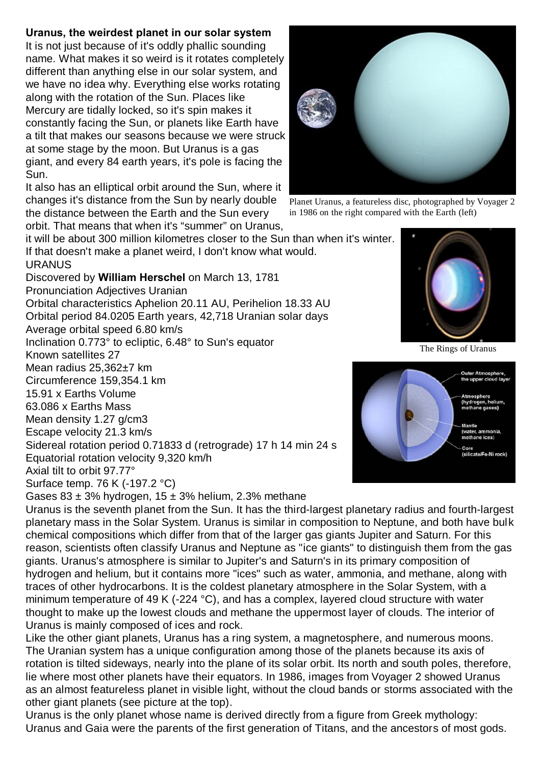**Uranus, the weirdest planet in our solar system**

It is not just because of it's oddly phallic sounding name. What makes it so weird is it rotates completely different than anything else in our solar system, and we have no idea why. Everything else works rotating along with the rotation of the Sun. Places like Mercury are tidally locked, so it's spin makes it constantly facing the Sun, or planets like Earth have a tilt that makes our seasons because we were struck at some stage by the moon. But Uranus is a gas giant, and every 84 earth years, it's pole is facing the Sun.

It also has an elliptical orbit around the Sun, where it changes it's distance from the Sun by nearly double the distance between the Earth and the Sun every orbit. That means that when it's "summer" on Uranus, it will be about 300 million kilometres closer to the Sun than when it's winter. If that doesn't make a planet weird, I don't know what would.

Planet Uranus, a featureless disc, photographed by Voyager 2 in 1986 on the right compared with the Earth (left)

The Rings of Uranus

URANUS

Discovered by **William Herschel** on March 13, 1781

Pronunciation Adjectives Uranian

Orbital characteristics Aphelion 20.11 AU, Perihelion 18.33 AU

Orbital period 84.0205 Earth years, 42,718 Uranian solar days

Average orbital speed 6.80 km/s

Inclination 0.773° to ecliptic, 6.48° to Sun's equator

Known satellites 27

Mean radius 25,362±7 km

Circumference 159,354.1 km

15.91 x Earths Volume

63.086 x Earths Mass

Mean density 1.27 g/cm3

Escape velocity 21.3 km/s

Sidereal rotation period 0.71833 d (retrograde) 17 h 14 min 24 s

Equatorial rotation velocity 9,320 km/h

Axial tilt to orbit 97.77°

Surface temp. 76 K (-197.2 °C)

Gases 83 ± 3% hydrogen, 15 ± 3% helium, 2.3% methane

Uranus is the seventh planet from the Sun. It has the third-largest planetary radius and fourth-largest planetary mass in the Solar System. Uranus is similar in composition to Neptune, and both have bulk chemical compositions which differ from that of the larger gas giants Jupiter and Saturn. For this reason, scientists often classify Uranus and Neptune as "ice giants" to distinguish them from the gas giants. Uranus's atmosphere is similar to Jupiter's and Saturn's in its primary composition of hydrogen and helium, but it contains more "ices" such as water, ammonia, and methane, along with traces of other hydrocarbons. It is the coldest planetary atmosphere in the Solar System, with a minimum temperature of 49 K (-224 °C), and has a complex, layered cloud structure with water thought to make up the lowest clouds and methane the uppermost layer of clouds. The interior of Uranus is mainly composed of ices and rock.

Like the other giant planets, Uranus has a ring system, a magnetosphere, and numerous moons. The Uranian system has a unique configuration among those of the planets because its axis of rotation is tilted sideways, nearly into the plane of its solar orbit. Its north and south poles, therefore, lie where most other planets have their equators. In 1986, images from Voyager 2 showed Uranus as an almost featureless planet in visible light, without the cloud bands or storms associated with the other giant planets (see picture at the top).

Uranus is the only planet whose name is derived directly from a figure from Greek mythology: Uranus and Gaia were the parents of the first generation of Titans, and the ancestors of most gods.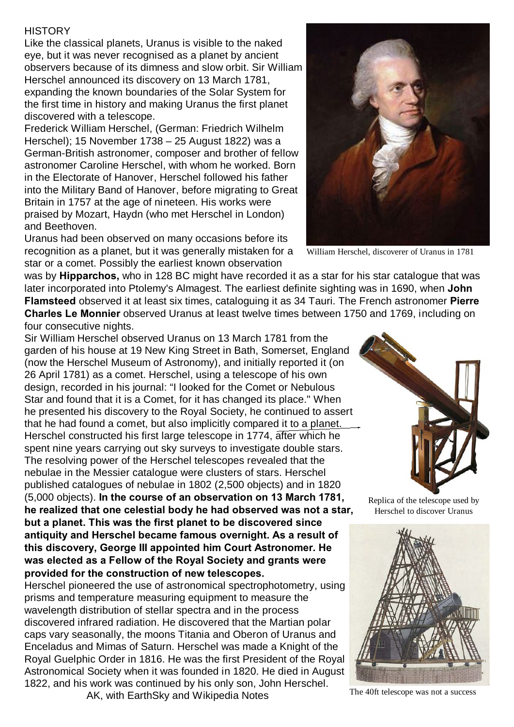HISTORY

Like the classical planets, Uranus is visible to the naked eye, but it was never recognised as a planet by ancient observers because of its dimness and slow orbit. Sir William Herschel announced its discovery on 13 March 1781, expanding the known boundaries of the Solar System for the first time in history and making Uranus the first planet discovered with a telescope.

Frederick William Herschel, (German: Friedrich Wilhelm Herschel); 15 November 1738 – 25 August 1822) was a German-British astronomer, composer and brother of fellow astronomer Caroline Herschel, with whom he worked. Born in the Electorate of Hanover, Herschel followed his father into the Military Band of Hanover, before migrating to Great Britain in 1757 at the age of nineteen. His works were praised by Mozart, Haydn (who met Herschel in London) and Beethoven.

William Herschel, discoverer of Uranus in 1781

Uranus had been observed on many occasions before its recognition as a planet, but it was generally mistaken for a star or a comet. Possibly the earliest known observation was by **Hipparchos,** who in 128 BC might have recorded it as a star for his star catalogue that was later incorporated into Ptolemy's Almagest. The earliest definite sighting was in 1690, when **John Flamsteed** observed it at least six times, cataloguing it as 34 Tauri. The French astronomer **Pierre Charles Le Monnier** observed Uranus at least twelve times between 1750 and 1769, including on four consecutive nights.

Sir William Herschel observed Uranus on 13 March 1781 from the garden of his house at 19 New King Street in Bath, Somerset, England (now the Herschel Museum of Astronomy), and initially reported it (on 26 April 1781) as a comet. Herschel, using a telescope of his own design, recorded in his journal: "I looked for the Comet or Nebulous Star and found that it is a Comet, for it has changed its place." When he presented his discovery to the Royal Society, he continued to assert that he had found a comet, but also implicitly compared it to a planet.

Herschel constructed his first large telescope in 1774, after which he spent nine years carrying out sky surveys to investigate double stars. The resolving power of the Herschel telescopes revealed that the nebulae in the Messier catalogue were clusters of stars. Herschel published catalogues of nebulae in 1802 (2,500 objects) and in 1820 (5,000 objects). **In the course of an observation on 13 March 1781, he realized that one celestial body he had observed was not a star, but a planet. This was the first planet to be discovered since antiquity and Herschel became famous overnight. As a result of this discovery, George III appointed him Court Astronomer. He was elected as a Fellow of the Royal Society and grants were provided for the construction of new telescopes.**

Replica of the telescope used by Herschel to discover Uranus

Herschel pioneered the use of astronomical spectrophotometry, using prisms and temperature measuring equipment to measure the wavelength distribution of stellar spectra and in the process discovered infrared radiation. He discovered that the Martian polar caps vary seasonally, the moons Titania and Oberon of Uranus and Enceladus and Mimas of Saturn. Herschel was made a Knight of the Royal Guelphic Order in 1816. He was the first President of the Royal Astronomical Society when it was founded in 1820. He died in August 1822, and his work was continued by his only son, John Herschel.

The 40ft telescope was not a success

AK, with EarthSky and Wikipedia Notes